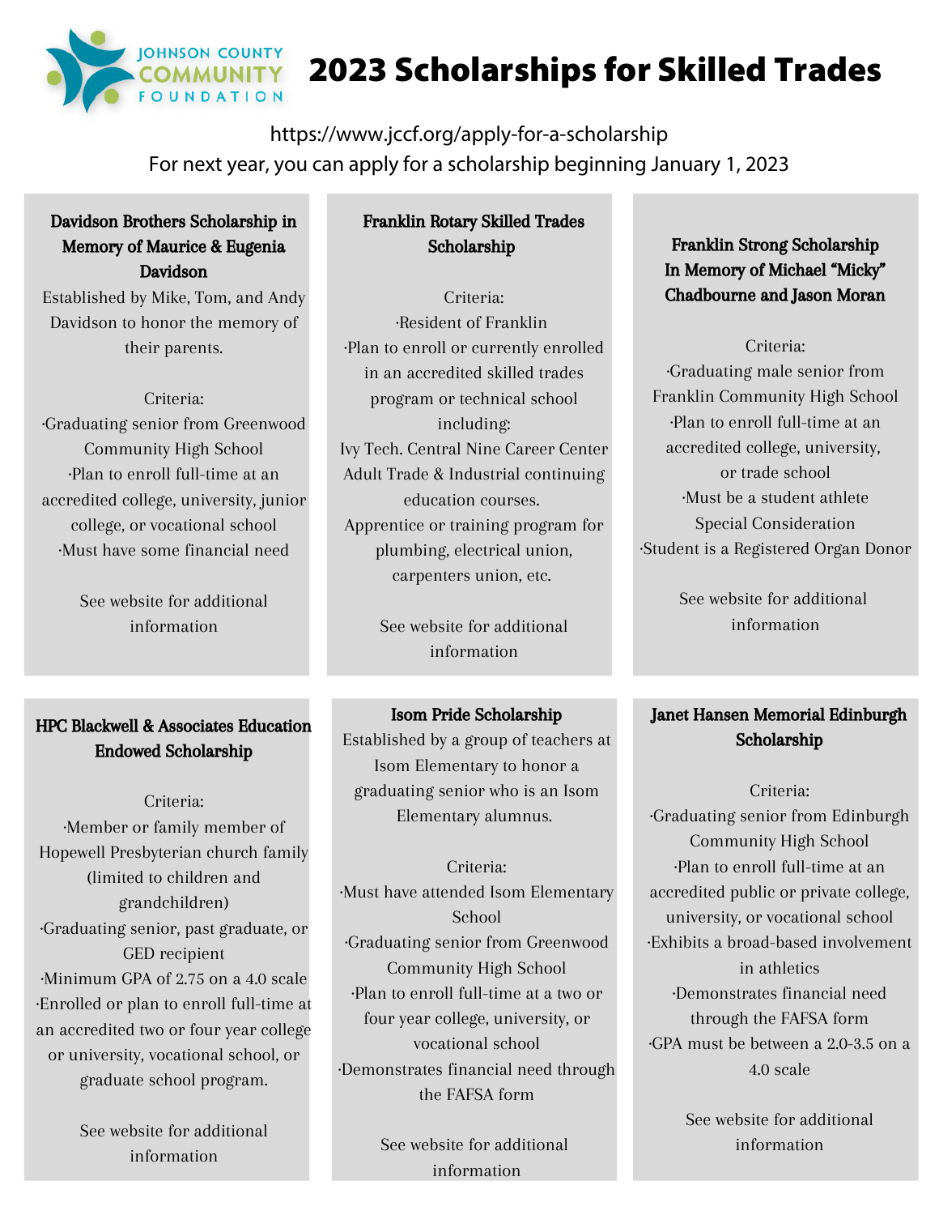JOHNSON COUNTY COMMUNITY FOUNDATION

# 2023 Scholarships for Skilled Trades

https://www.jccf.org/apply-for-a-scholarship

For next year, you can apply for a scholarship beginning January 1, 2023

### Davidson Brothers Scholarship in Memory of Maurice & Eugenia Davidson

Established by Mike, Tom, and Andy Davidson to honor the memory of their parents.

Criteria:

·Graduating senior from Greenwood Community High School

·Plan to enroll full-time at an accredited college, university, junior college, or vocational school

·Must have some financial need

See website for additional information

### Franklin Rotary Skilled Trades Scholarship

Criteria:

·Resident of Franklin

·Plan to enroll or currently enrolled in an accredited skilled trades program or technical school including:

Ivy Tech. Central Nine Career Center

Adult Trade & Industrial continuing education courses.

Apprentice or training program for plumbing, electrical union, carpenters union, etc.

See website for additional information

### Franklin Strong Scholarship In Memory of Michael "Micky" Chadbourne and Jason Moran

Criteria:

·Graduating male senior from Franklin Community High School

·Plan to enroll full-time at an accredited college, university, or trade school

·Must be a student athlete

Special Consideration

·Student is a Registered Organ Donor

See website for additional information

### HPC Blackwell & Associates Education Endowed Scholarship

Criteria:

·Member or family member of Hopewell Presbyterian church family (limited to children and grandchildren)

·Graduating senior, past graduate, or GED recipient

·Minimum GPA of 2.75 on a 4.0 scale

·Enrolled or plan to enroll full-time at an accredited two or four year college or university, vocational school, or graduate school program.

See website for additional information

### Isom Pride Scholarship

Established by a group of teachers at Isom Elementary to honor a graduating senior who is an Isom Elementary alumnus.

Criteria:

·Must have attended Isom Elementary School

·Graduating senior from Greenwood Community High School

·Plan to enroll full-time at a two or four year college, university, or vocational school

·Demonstrates financial need through the FAFSA form

See website for additional information

### Janet Hansen Memorial Edinburgh Scholarship

Criteria:

·Graduating senior from Edinburgh Community High School

·Plan to enroll full-time at an accredited public or private college, university, or vocational school

·Exhibits a broad-based involvement in athletics

·Demonstrates financial need through the FAFSA form

·GPA must be between a 2.0-3.5 on a 4.0 scale

See website for additional information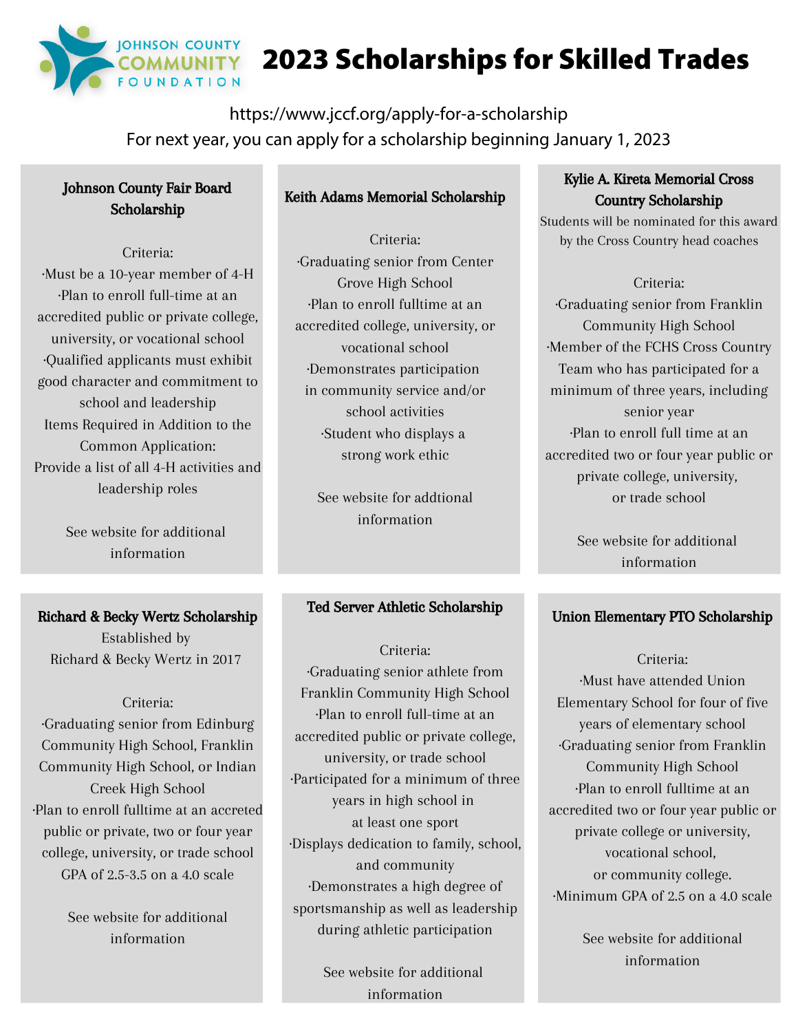JOHNSON COUNTY COMMUNITY FOUNDATION

# 2023 Scholarships for Skilled Trades

https://www.jccf.org/apply-for-a-scholarship

For next year, you can apply for a scholarship beginning January 1, 2023

## Johnson County Fair Board Scholarship

Criteria:

·Must be a 10-year member of 4-H

·Plan to enroll full-time at an accredited public or private college, university, or vocational school

·Qualified applicants must exhibit good character and commitment to school and leadership

Items Required in Addition to the Common Application:

Provide a list of all 4-H activities and leadership roles

See website for additional information

## Keith Adams Memorial Scholarship

Criteria:

·Graduating senior from Center Grove High School

·Plan to enroll fulltime at an accredited college, university, or vocational school

·Demonstrates participation in community service and/or school activities

·Student who displays a strong work ethic

See website for addtional information

## Kylie A. Kireta Memorial Cross Country Scholarship

Students will be nominated for this award by the Cross Country head coaches

Criteria:

·Graduating senior from Franklin Community High School

·Member of the FCHS Cross Country Team who has participated for a minimum of three years, including senior year

·Plan to enroll full time at an accredited two or four year public or private college, university, or trade school

See website for additional information

## Richard & Becky Wertz Scholarship

Established by Richard & Becky Wertz in 2017

Criteria:

·Graduating senior from Edinburg Community High School, Franklin Community High School, or Indian Creek High School

·Plan to enroll fulltime at an accreted public or private, two or four year college, university, or trade school GPA of 2.5-3.5 on a 4.0 scale

See website for additional information

## Ted Server Athletic Scholarship

Criteria:

·Graduating senior athlete from Franklin Community High School

·Plan to enroll full-time at an accredited public or private college, university, or trade school

·Participated for a minimum of three years in high school in at least one sport

·Displays dedication to family, school, and community

·Demonstrates a high degree of sportsmanship as well as leadership during athletic participation

See website for additional information

## Union Elementary PTO Scholarship

Criteria:

·Must have attended Union Elementary School for four of five years of elementary school

·Graduating senior from Franklin Community High School

·Plan to enroll fulltime at an accredited two or four year public or private college or university, vocational school, or community college.

·Minimum GPA of 2.5 on a 4.0 scale

See website for additional information